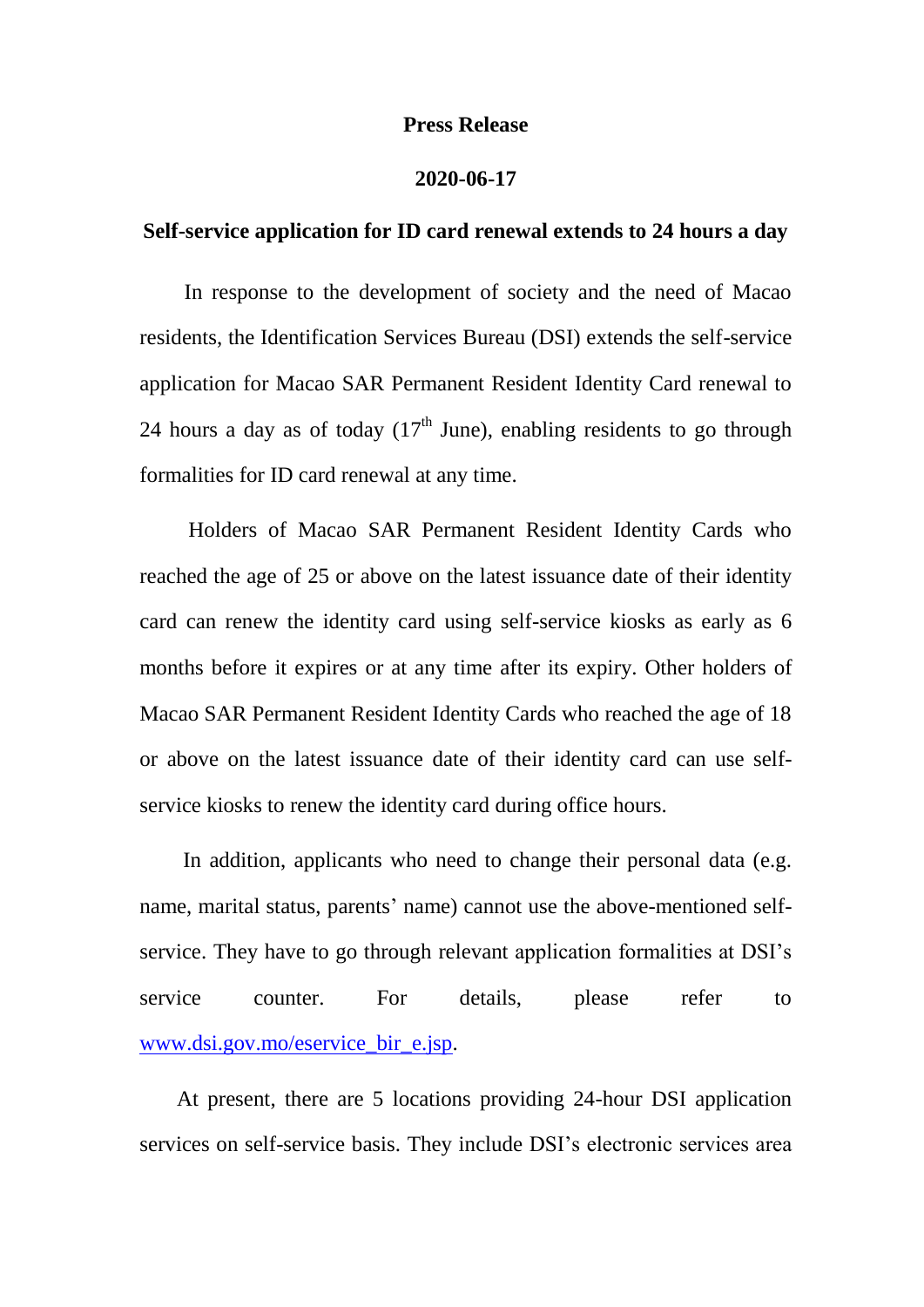**Press Release**

**2020-06-17**

**Self-service application for ID card renewal extends to 24 hours a day**

In response to the development of society and the need of Macao residents, the Identification Services Bureau (DSI) extends the self-service application for Macao SAR Permanent Resident Identity Card renewal to 24 hours a day as of today (17th June), enabling residents to go through formalities for ID card renewal at any time.

Holders of Macao SAR Permanent Resident Identity Cards who reached the age of 25 or above on the latest issuance date of their identity card can renew the identity card using self-service kiosks as early as 6 months before it expires or at any time after its expiry. Other holders of Macao SAR Permanent Resident Identity Cards who reached the age of 18 or above on the latest issuance date of their identity card can use self-service kiosks to renew the identity card during office hours.

In addition, applicants who need to change their personal data (e.g. name, marital status, parents' name) cannot use the above-mentioned self-service. They have to go through relevant application formalities at DSI's service counter. For details, please refer to [www.dsi.gov.mo/eservice_bir_e.jsp](http://www.dsi.gov.mo/eservice_bir_e.jsp).

At present, there are 5 locations providing 24-hour DSI application services on self-service basis. They include DSI's electronic services area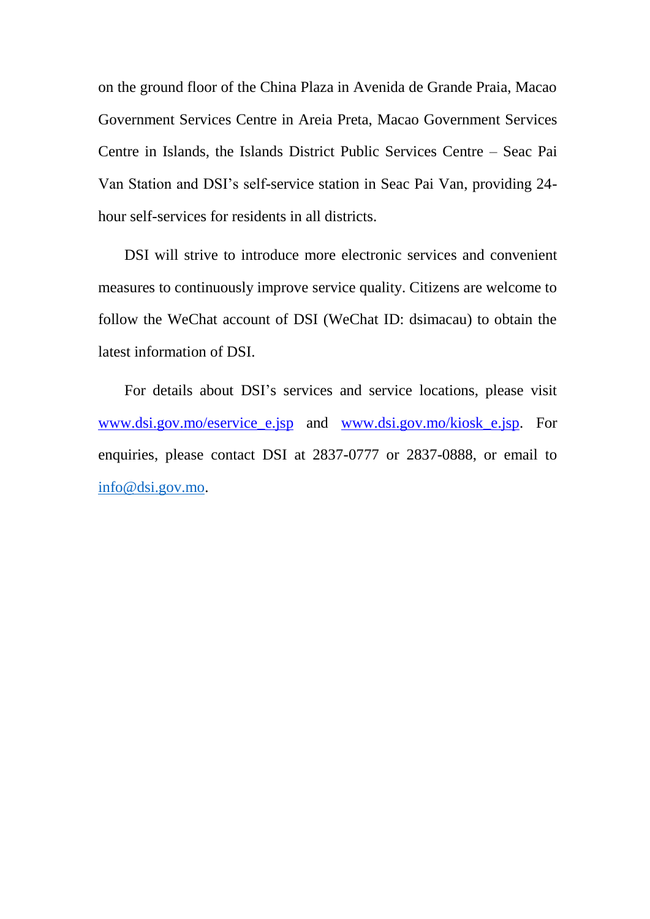on the ground floor of the China Plaza in Avenida de Grande Praia, Macao Government Services Centre in Areia Preta, Macao Government Services Centre in Islands, the Islands District Public Services Centre – Seac Pai Van Station and DSI's self-service station in Seac Pai Van, providing 24-hour self-services for residents in all districts.

DSI will strive to introduce more electronic services and convenient measures to continuously improve service quality. Citizens are welcome to follow the WeChat account of DSI (WeChat ID: dsimacau) to obtain the latest information of DSI.

For details about DSI's services and service locations, please visit www.dsi.gov.mo/eservice_e.jsp and www.dsi.gov.mo/kiosk_e.jsp. For enquiries, please contact DSI at 2837-0777 or 2837-0888, or email to info@dsi.gov.mo.